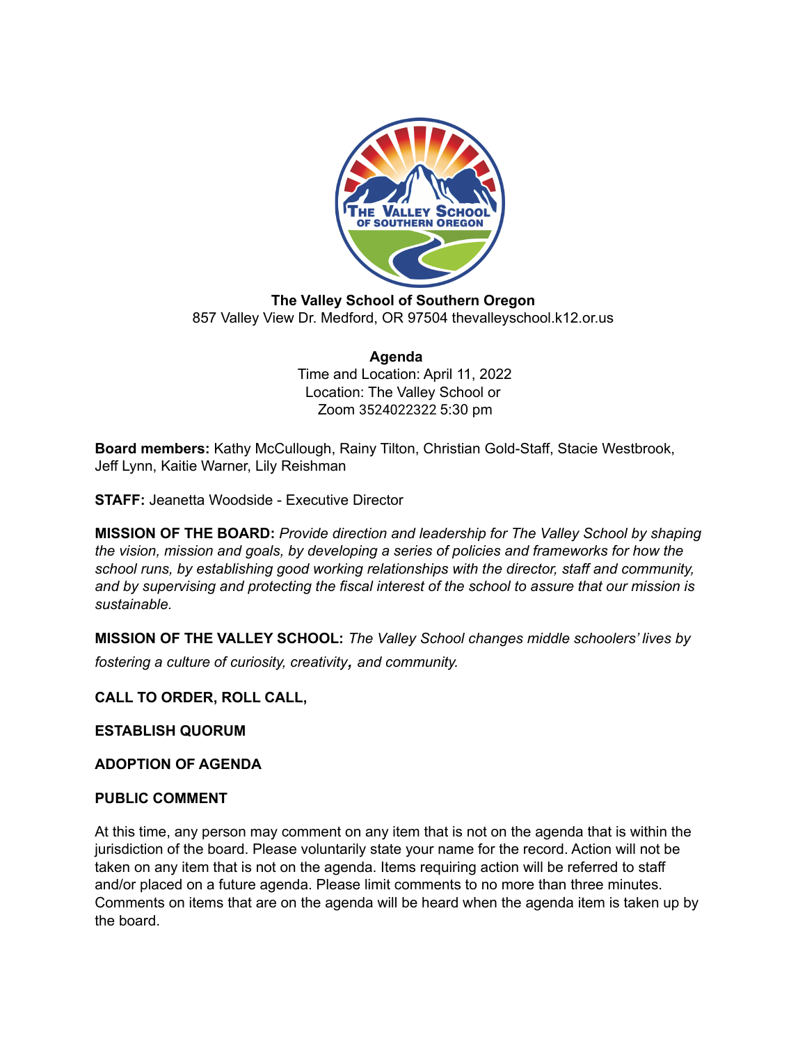**The Valley School of Southern Oregon**
857 Valley View Dr. Medford, OR 97504 thevalleyschool.k12.or.us

**Agenda**
Time and Location: April 11, 2022
Location: The Valley School or
Zoom 3524022322 5:30 pm

**Board members:** Kathy McCullough, Rainy Tilton, Christian Gold-Staff, Stacie Westbrook, Jeff Lynn, Kaitie Warner, Lily Reishman

**STAFF:** Jeanetta Woodside - Executive Director

**MISSION OF THE BOARD:** *Provide direction and leadership for The Valley School by shaping the vision, mission and goals, by developing a series of policies and frameworks for how the school runs, by establishing good working relationships with the director, staff and community, and by supervising and protecting the fiscal interest of the school to assure that our mission is sustainable.*

**MISSION OF THE VALLEY SCHOOL:** *The Valley School changes middle schoolers' lives by fostering a culture of curiosity, creativity, and community.*

**CALL TO ORDER, ROLL CALL,**

**ESTABLISH QUORUM**

**ADOPTION OF AGENDA**

**PUBLIC COMMENT**

At this time, any person may comment on any item that is not on the agenda that is within the jurisdiction of the board. Please voluntarily state your name for the record. Action will not be taken on any item that is not on the agenda. Items requiring action will be referred to staff and/or placed on a future agenda. Please limit comments to no more than three minutes. Comments on items that are on the agenda will be heard when the agenda item is taken up by the board.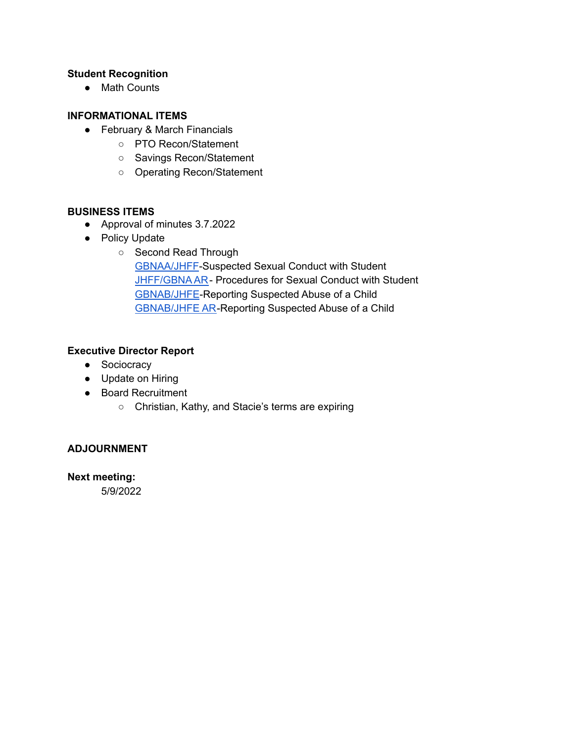**Student Recognition**

- Math Counts

**INFORMATIONAL ITEMS**

- February & March Financials
  - PTO Recon/Statement
  - Savings Recon/Statement
  - Operating Recon/Statement

**BUSINESS ITEMS**

- Approval of minutes 3.7.2022
- Policy Update
  - Second Read Through
    GBNAA/JHFF-Suspected Sexual Conduct with Student
    JHFF/GBNA AR- Procedures for Sexual Conduct with Student
    GBNAB/JHFE-Reporting Suspected Abuse of a Child
    GBNAB/JHFE AR-Reporting Suspected Abuse of a Child

**Executive Director Report**

- Sociocracy
- Update on Hiring
- Board Recruitment
  - Christian, Kathy, and Stacie's terms are expiring

**ADJOURNMENT**

**Next meeting:**

5/9/2022